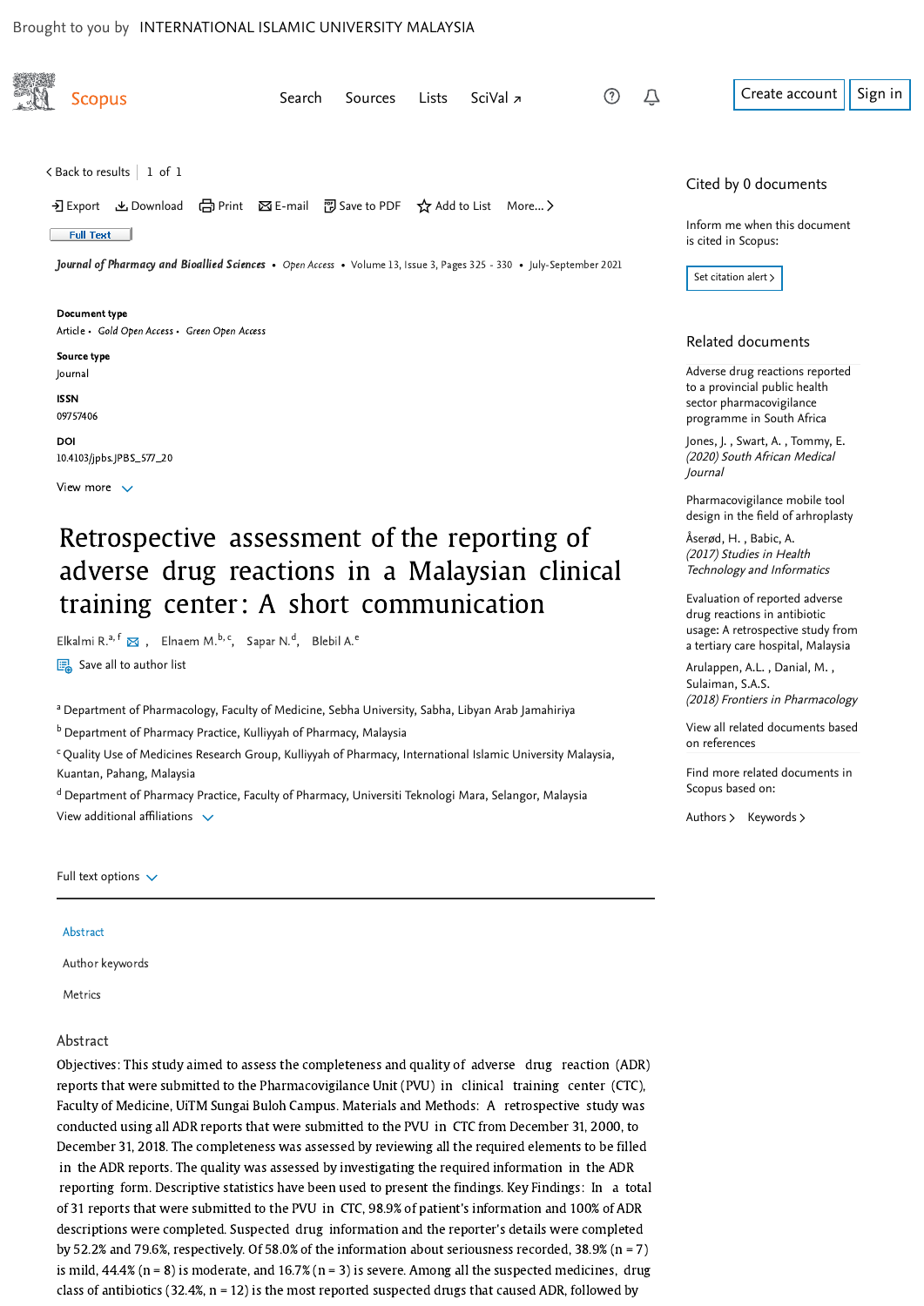Brought to you by INTERNATIONAL ISLAMIC UNIVERSITY MALAYSIA

Scopus

Search Sources Lists SciVal ↗

Create account Sign in

< Back to results | 1 of 1

Export Download Print E-mail Save to PDF Add to List More...

Full Text

*Journal of Pharmacy and Bioallied Sciences* • *Open Access* • Volume 13, Issue 3, Pages 325 - 330 • July-September 2021

**Document type**
Article • *Gold Open Access* • *Green Open Access*

**Source type**
Journal

**ISSN**
09757406

**DOI**
10.4103/jpbs.JPBS_577_20

View more

# Retrospective assessment of the reporting of adverse drug reactions in a Malaysian clinical training center: A short communication

Elkalmi R.[a, f], Elnaem M.[b, c], Sapar N.[d], Blebil A.[e]

Save all to author list

[a] Department of Pharmacology, Faculty of Medicine, Sebha University, Sabha, Libyan Arab Jamahiriya
[b] Department of Pharmacy Practice, Kulliyyah of Pharmacy, Malaysia
[c] Quality Use of Medicines Research Group, Kulliyyah of Pharmacy, International Islamic University Malaysia, Kuantan, Pahang, Malaysia
[d] Department of Pharmacy Practice, Faculty of Pharmacy, Universiti Teknologi Mara, Selangor, Malaysia

View additional affiliations

Full text options

Abstract

Author keywords

Metrics

## Abstract

Objectives: This study aimed to assess the completeness and quality of adverse drug reaction (ADR) reports that were submitted to the Pharmacovigilance Unit (PVU) in clinical training center (CTC), Faculty of Medicine, UiTM Sungai Buloh Campus. Materials and Methods: A retrospective study was conducted using all ADR reports that were submitted to the PVU in CTC from December 31, 2000, to December 31, 2018. The completeness was assessed by reviewing all the required elements to be filled in the ADR reports. The quality was assessed by investigating the required information in the ADR reporting form. Descriptive statistics have been used to present the findings. Key Findings: In a total of 31 reports that were submitted to the PVU in CTC, 98.9% of patient's information and 100% of ADR descriptions were completed. Suspected drug information and the reporter's details were completed by 52.2% and 79.6%, respectively. Of 58.0% of the information about seriousness recorded, 38.9% (n = 7) is mild, 44.4% (n = 8) is moderate, and 16.7% (n = 3) is severe. Among all the suspected medicines, drug class of antibiotics (32.4%, n = 12) is the most reported suspected drugs that caused ADR, followed by

## Cited by 0 documents

Inform me when this document is cited in Scopus:

Set citation alert >

## Related documents

Adverse drug reactions reported to a provincial public health sector pharmacovigilance programme in South Africa
Jones, J. , Swart, A. , Tommy, E.
*(2020) South African Medical Journal*

Pharmacovigilance mobile tool design in the field of arhroplasty
Åserød, H. , Babic, A.
*(2017) Studies in Health Technology and Informatics*

Evaluation of reported adverse drug reactions in antibiotic usage: A retrospective study from a tertiary care hospital, Malaysia
Arulappen, A.L. , Danial, M. , Sulaiman, S.A.S.
*(2018) Frontiers in Pharmacology*

View all related documents based on references

Find more related documents in Scopus based on:

Authors > Keywords >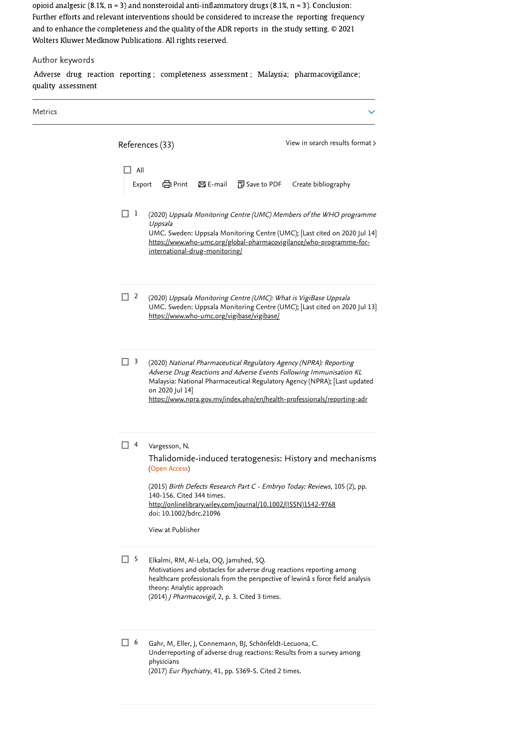opioid analgesic (8.1%, n = 3) and nonsteroidal anti-inflammatory drugs (8.1%, n = 3). Conclusion: Further efforts and relevant interventions should be considered to increase the reporting frequency and to enhance the completeness and the quality of the ADR reports in the study setting. © 2021 Wolters Kluwer Medknow Publications. All rights reserved.

## Author keywords

Adverse drug reaction reporting; completeness assessment; Malaysia; pharmacovigilance; quality assessment

Metrics

## References (33)

View in search results format >

All

Export Print E-mail Save to PDF Create bibliography

1. (2020) *Uppsala Monitoring Centre (UMC) Members of the WHO programme Uppsala*
UMC. Sweden: Uppsala Monitoring Centre (UMC); [Last cited on 2020 Jul 14]
https://www.who-umc.org/global-pharmacovigilance/who-programme-for-international-drug-monitoring/

2. (2020) *Uppsala Monitoring Centre (UMC): What is VigiBase Uppsala*
UMC. Sweden: Uppsala Monitoring Centre (UMC); [Last cited on 2020 Jul 13]
https://www.who-umc.org/vigibase/vigibase/

3. (2020) *National Pharmaceutical Regulatory Agency (NPRA): Reporting Adverse Drug Reactions and Adverse Events Following Immunisation KL*
Malaysia: National Pharmaceutical Regulatory Agency (NPRA); [Last updated on 2020 Jul 14]
https://www.npra.gov.my/index.php/en/health-professionals/reporting-adr

4. Vargesson, N.
Thalidomide-induced teratogenesis: History and mechanisms
(Open Access)
(2015) *Birth Defects Research Part C - Embryo Today: Reviews*, 105 (2), pp. 140-156. Cited 344 times.
http://onlinelibrary.wiley.com/journal/10.1002/(ISSN)1542-9768
doi: 10.1002/bdrc.21096
View at Publisher

5. Elkalmi, RM, Al-Lela, OQ, Jamshed, SQ.
Motivations and obstacles for adverse drug reactions reporting among healthcare professionals from the perspective of lewinâ s force field analysis theory: Analytic approach
(2014) *J Pharmacovigil*, 2, p. 3. Cited 3 times.

6. Gahr, M, Eller, J, Connemann, BJ, Schönfeldt-Lecuona, C.
Underreporting of adverse drug reactions: Results from a survey among physicians
(2017) *Eur Psychiatry*, 41, pp. S369-S. Cited 2 times.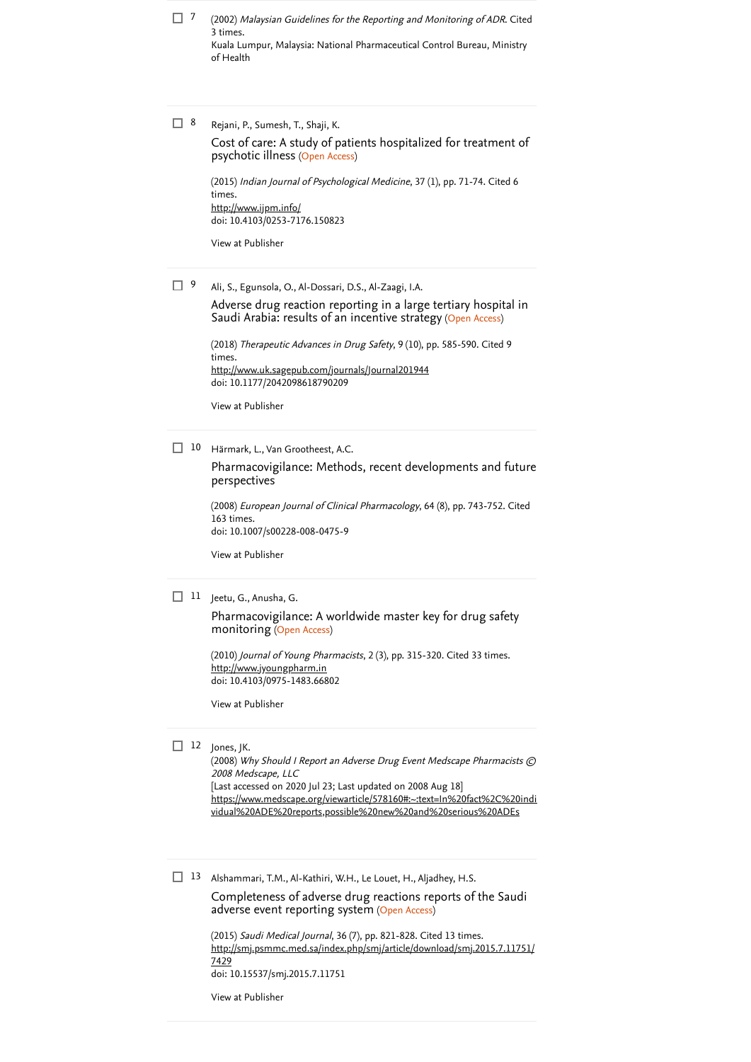7 (2002) *Malaysian Guidelines for the Reporting and Monitoring of ADR*. Cited 3 times.
Kuala Lumpur, Malaysia: National Pharmaceutical Control Bureau, Ministry of Health

---

8 Rejani, P., Sumesh, T., Shaji, K.

Cost of care: A study of patients hospitalized for treatment of psychotic illness (Open Access)

(2015) *Indian Journal of Psychological Medicine*, 37 (1), pp. 71-74. Cited 6 times.
http://www.ijpm.info/
doi: 10.4103/0253-7176.150823

View at Publisher

---

9 Ali, S., Egunsola, O., Al-Dossari, D.S., Al-Zaagi, I.A.

Adverse drug reaction reporting in a large tertiary hospital in Saudi Arabia: results of an incentive strategy (Open Access)

(2018) *Therapeutic Advances in Drug Safety*, 9 (10), pp. 585-590. Cited 9 times.
http://www.uk.sagepub.com/journals/Journal201944
doi: 10.1177/2042098618790209

View at Publisher

---

10 Härmark, L., Van Grootheest, A.C.

Pharmacovigilance: Methods, recent developments and future perspectives

(2008) *European Journal of Clinical Pharmacology*, 64 (8), pp. 743-752. Cited 163 times.
doi: 10.1007/s00228-008-0475-9

View at Publisher

---

11 Jeetu, G., Anusha, G.

Pharmacovigilance: A worldwide master key for drug safety monitoring (Open Access)

(2010) *Journal of Young Pharmacists*, 2 (3), pp. 315-320. Cited 33 times.
http://www.jyoungpharm.in
doi: 10.4103/0975-1483.66802

View at Publisher

---

12 Jones, JK.
(2008) *Why Should I Report an Adverse Drug Event Medscape Pharmacists © 2008 Medscape, LLC*
[Last accessed on 2020 Jul 23; Last updated on 2008 Aug 18]
https://www.medscape.org/viewarticle/578160#:~:text=In%20fact%2C%20individual%20ADE%20reports,possible%20new%20and%20serious%20ADEs

---

13 Alshammari, T.M., Al-Kathiri, W.H., Le Louet, H., Aljadhey, H.S.

Completeness of adverse drug reactions reports of the Saudi adverse event reporting system (Open Access)

(2015) *Saudi Medical Journal*, 36 (7), pp. 821-828. Cited 13 times.
http://smj.psmmc.med.sa/index.php/smj/article/download/smj.2015.7.11751/7429
doi: 10.15537/smj.2015.7.11751

View at Publisher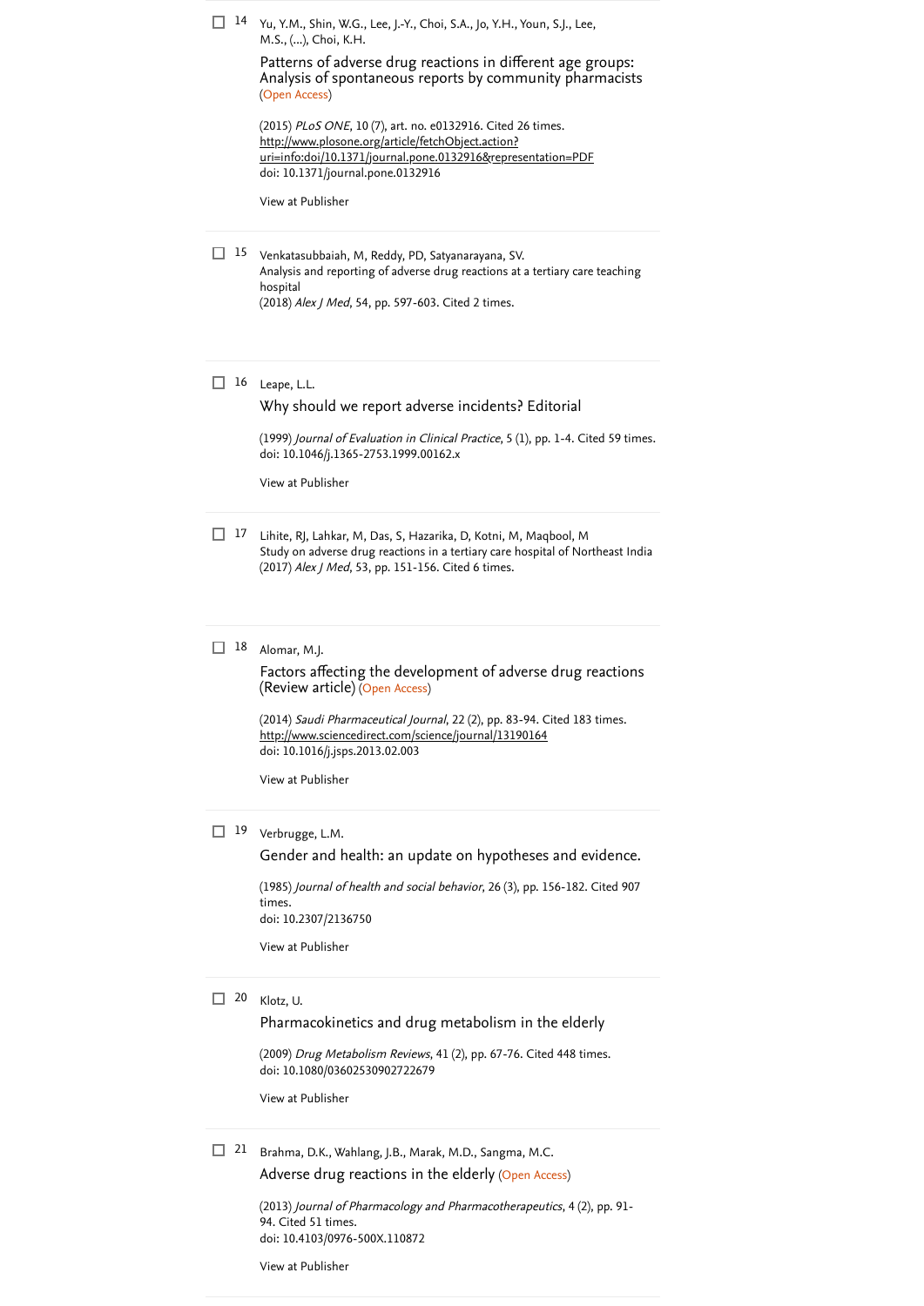14 Yu, Y.M., Shin, W.G., Lee, J.-Y., Choi, S.A., Jo, Y.H., Youn, S.J., Lee, M.S., (...), Choi, K.H.

Patterns of adverse drug reactions in different age groups: Analysis of spontaneous reports by community pharmacists (Open Access)

(2015) *PLoS ONE*, 10 (7), art. no. e0132916. Cited 26 times.
http://www.plosone.org/article/fetchObject.action?uri=info:doi/10.1371/journal.pone.0132916&representation=PDF
doi: 10.1371/journal.pone.0132916

View at Publisher

15 Venkatasubbaiah, M, Reddy, PD, Satyanarayana, SV.
Analysis and reporting of adverse drug reactions at a tertiary care teaching hospital
(2018) *Alex J Med*, 54, pp. 597-603. Cited 2 times.

16 Leape, L.L.

Why should we report adverse incidents? Editorial

(1999) *Journal of Evaluation in Clinical Practice*, 5 (1), pp. 1-4. Cited 59 times.
doi: 10.1046/j.1365-2753.1999.00162.x

View at Publisher

17 Lihite, RJ, Lahkar, M, Das, S, Hazarika, D, Kotni, M, Maqbool, M
Study on adverse drug reactions in a tertiary care hospital of Northeast India
(2017) *Alex J Med*, 53, pp. 151-156. Cited 6 times.

18 Alomar, M.J.

Factors affecting the development of adverse drug reactions (Review article) (Open Access)

(2014) *Saudi Pharmaceutical Journal*, 22 (2), pp. 83-94. Cited 183 times.
http://www.sciencedirect.com/science/journal/13190164
doi: 10.1016/j.jsps.2013.02.003

View at Publisher

19 Verbrugge, L.M.

Gender and health: an update on hypotheses and evidence.

(1985) *Journal of health and social behavior*, 26 (3), pp. 156-182. Cited 907 times.
doi: 10.2307/2136750

View at Publisher

20 Klotz, U.

Pharmacokinetics and drug metabolism in the elderly

(2009) *Drug Metabolism Reviews*, 41 (2), pp. 67-76. Cited 448 times.
doi: 10.1080/03602530902722679

View at Publisher

21 Brahma, D.K., Wahlang, J.B., Marak, M.D., Sangma, M.C.

Adverse drug reactions in the elderly (Open Access)

(2013) *Journal of Pharmacology and Pharmacotherapeutics*, 4 (2), pp. 91-94. Cited 51 times.
doi: 10.4103/0976-500X.110872

View at Publisher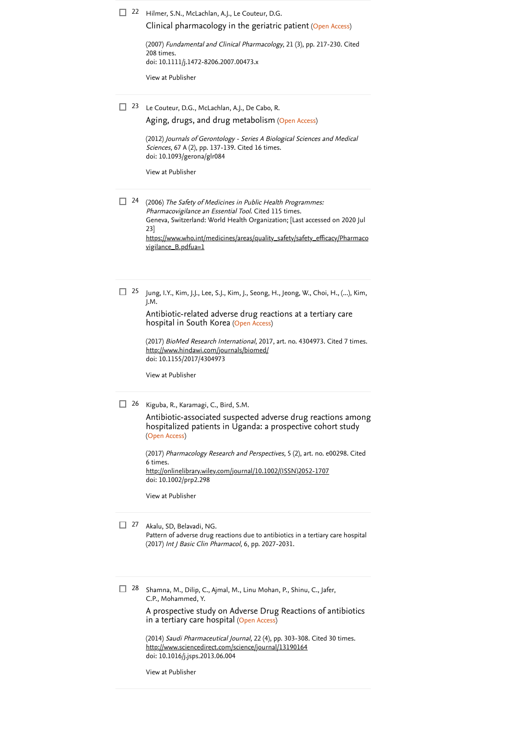22 Hilmer, S.N., McLachlan, A.J., Le Couteur, D.G.

Clinical pharmacology in the geriatric patient (Open Access)

(2007) *Fundamental and Clinical Pharmacology*, 21 (3), pp. 217-230. Cited 208 times.
doi: 10.1111/j.1472-8206.2007.00473.x

View at Publisher

---

23 Le Couteur, D.G., McLachlan, A.J., De Cabo, R.

Aging, drugs, and drug metabolism (Open Access)

(2012) *Journals of Gerontology - Series A Biological Sciences and Medical Sciences*, 67 A (2), pp. 137-139. Cited 16 times.
doi: 10.1093/gerona/glr084

View at Publisher

---

24 (2006) *The Safety of Medicines in Public Health Programmes: Pharmacovigilance an Essential Tool*. Cited 115 times.
Geneva, Switzerland: World Health Organization; [Last accessed on 2020 Jul 23]
https://www.who.int/medicines/areas/quality_safety/safety_efficacy/Pharmacovigilance_B.pdfua=1

---

25 Jung, I.Y., Kim, J.J., Lee, S.J., Kim, J., Seong, H., Jeong, W., Choi, H., (...), Kim, J.M.

Antibiotic-related adverse drug reactions at a tertiary care hospital in South Korea (Open Access)

(2017) *BioMed Research International*, 2017, art. no. 4304973. Cited 7 times.
http://www.hindawi.com/journals/biomed/
doi: 10.1155/2017/4304973

View at Publisher

---

26 Kiguba, R., Karamagi, C., Bird, S.M.

Antibiotic-associated suspected adverse drug reactions among hospitalized patients in Uganda: a prospective cohort study (Open Access)

(2017) *Pharmacology Research and Perspectives*, 5 (2), art. no. e00298. Cited 6 times.
http://onlinelibrary.wiley.com/journal/10.1002/(ISSN)2052-1707
doi: 10.1002/prp2.298

View at Publisher

---

27 Akalu, SD, Belavadi, NG.
Pattern of adverse drug reactions due to antibiotics in a tertiary care hospital
(2017) *Int J Basic Clin Pharmacol*, 6, pp. 2027-2031.

---

28 Shamna, M., Dilip, C., Ajmal, M., Linu Mohan, P., Shinu, C., Jafer, C.P., Mohammed, Y.

A prospective study on Adverse Drug Reactions of antibiotics in a tertiary care hospital (Open Access)

(2014) *Saudi Pharmaceutical Journal*, 22 (4), pp. 303-308. Cited 30 times.
http://www.sciencedirect.com/science/journal/13190164
doi: 10.1016/j.jsps.2013.06.004

View at Publisher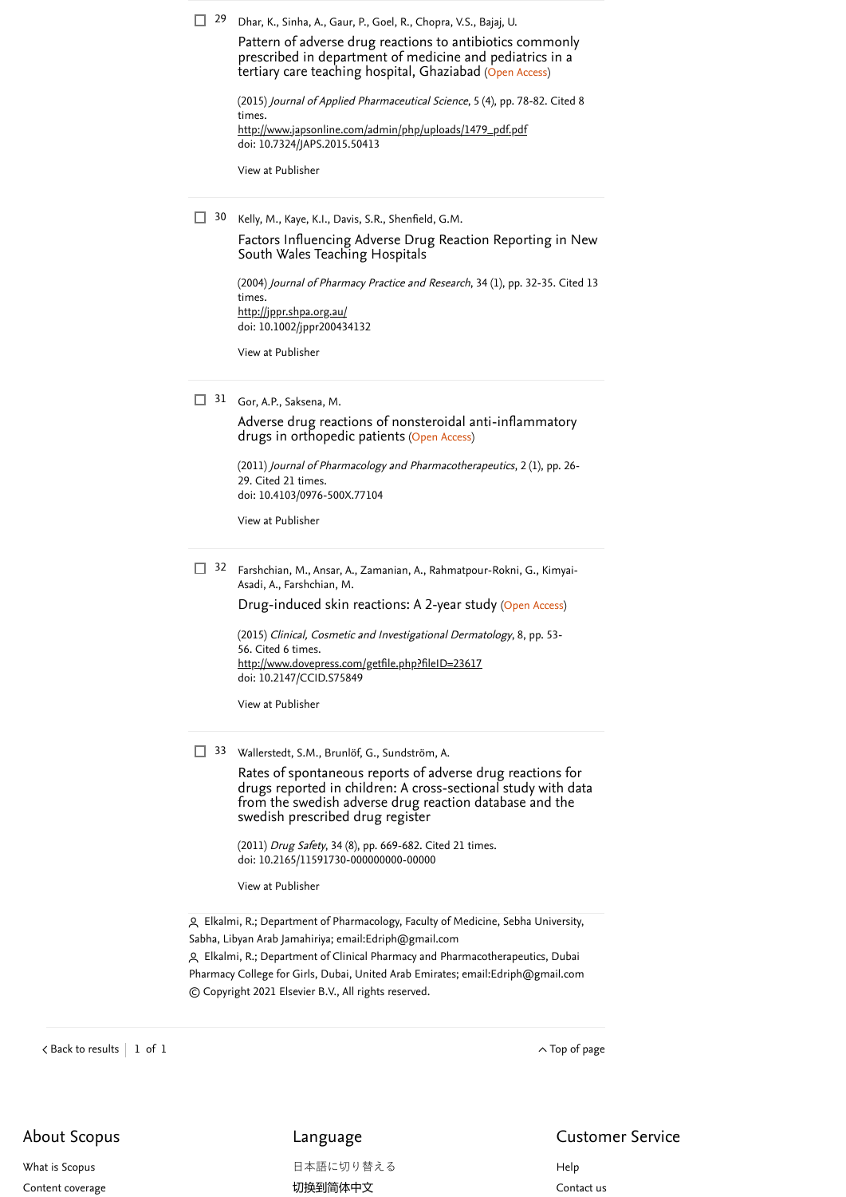29 Dhar, K., Sinha, A., Gaur, P., Goel, R., Chopra, V.S., Bajaj, U.

Pattern of adverse drug reactions to antibiotics commonly prescribed in department of medicine and pediatrics in a tertiary care teaching hospital, Ghaziabad (Open Access)

(2015) *Journal of Applied Pharmaceutical Science*, 5 (4), pp. 78-82. Cited 8 times.
http://www.japsonline.com/admin/php/uploads/1479_pdf.pdf
doi: 10.7324/JAPS.2015.50413

View at Publisher

---

30 Kelly, M., Kaye, K.I., Davis, S.R., Shenfield, G.M.

Factors Influencing Adverse Drug Reaction Reporting in New South Wales Teaching Hospitals

(2004) *Journal of Pharmacy Practice and Research*, 34 (1), pp. 32-35. Cited 13 times.
http://jppr.shpa.org.au/
doi: 10.1002/jppr200434132

View at Publisher

---

31 Gor, A.P., Saksena, M.

Adverse drug reactions of nonsteroidal anti-inflammatory drugs in orthopedic patients (Open Access)

(2011) *Journal of Pharmacology and Pharmacotherapeutics*, 2 (1), pp. 26-29. Cited 21 times.
doi: 10.4103/0976-500X.77104

View at Publisher

---

32 Farshchian, M., Ansar, A., Zamanian, A., Rahmatpour-Rokni, G., Kimyai-Asadi, A., Farshchian, M.

Drug-induced skin reactions: A 2-year study (Open Access)

(2015) *Clinical, Cosmetic and Investigational Dermatology*, 8, pp. 53-56. Cited 6 times.
http://www.dovepress.com/getfile.php?fileID=23617
doi: 10.2147/CCID.S75849

View at Publisher

---

33 Wallerstedt, S.M., Brunlöf, G., Sundström, A.

Rates of spontaneous reports of adverse drug reactions for drugs reported in children: A cross-sectional study with data from the swedish adverse drug reaction database and the swedish prescribed drug register

(2011) *Drug Safety*, 34 (8), pp. 669-682. Cited 21 times.
doi: 10.2165/11591730-000000000-00000

View at Publisher

---

Elkalmi, R.; Department of Pharmacology, Faculty of Medicine, Sebha University, Sabha, Libyan Arab Jamahiriya; email:Edriph@gmail.com

Elkalmi, R.; Department of Clinical Pharmacy and Pharmacotherapeutics, Dubai Pharmacy College for Girls, Dubai, United Arab Emirates; email:Edriph@gmail.com

© Copyright 2021 Elsevier B.V., All rights reserved.

< Back to results | 1 of 1 &nbsp;&nbsp;&nbsp; ^ Top of page

## About Scopus

What is Scopus

Content coverage

## Language

日本語に切り替える

切换到简体中文

## Customer Service

Help

Contact us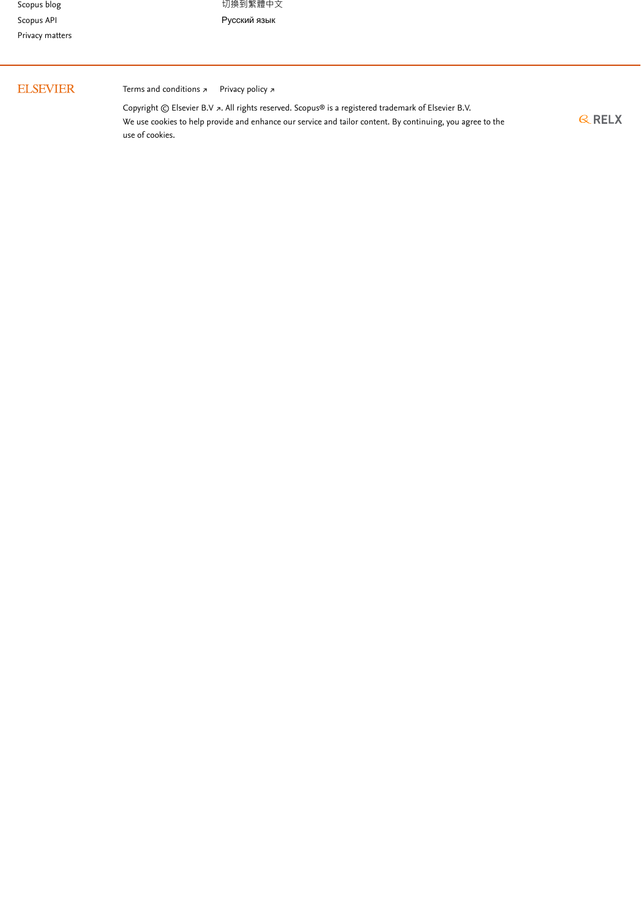Scopus blog

Scopus API

Privacy matters

切換到繁體中文

Русский язык

ELSEVIER

Terms and conditions ↗ Privacy policy ↗

Copyright © Elsevier B.V ↗. All rights reserved. Scopus® is a registered trademark of Elsevier B.V.

We use cookies to help provide and enhance our service and tailor content. By continuing, you agree to the use of cookies.

RELX